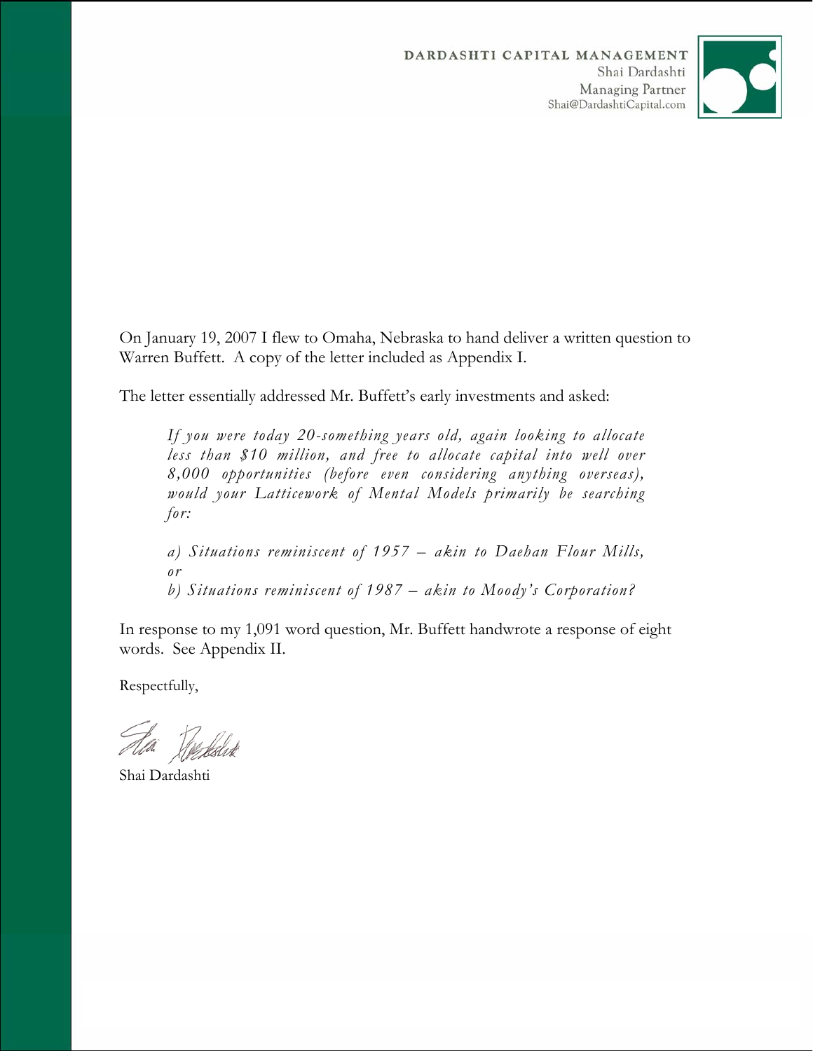DARDASHTI CAPITAL MANAGEMENT
Shai Dardashti
Managing Partner
Shai@DardashtiCapital.com

On January 19, 2007 I flew to Omaha, Nebraska to hand deliver a written question to Warren Buffett. A copy of the letter included as Appendix I.

The letter essentially addressed Mr. Buffett's early investments and asked:

> *If you were today 20-something years old, again looking to allocate less than $10 million, and free to allocate capital into well over 8,000 opportunities (before even considering anything overseas), would your Latticework of Mental Models primarily be searching for:*
>
> *a) Situations reminiscent of 1957 – akin to Daehan Flour Mills, or*
>
> *b) Situations reminiscent of 1987 – akin to Moody's Corporation?*

In response to my 1,091 word question, Mr. Buffett handwrote a response of eight words. See Appendix II.

Respectfully,

Shai Dardashti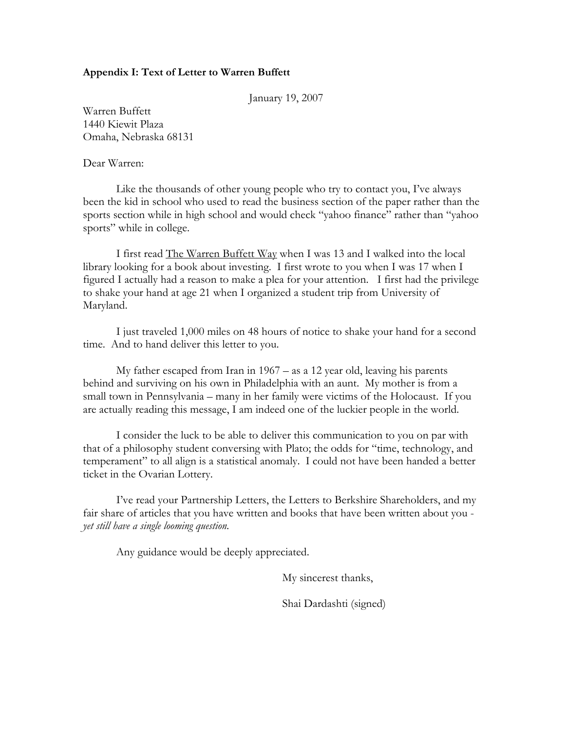**Appendix I: Text of Letter to Warren Buffett**

January 19, 2007

Warren Buffett
1440 Kiewit Plaza
Omaha, Nebraska 68131

Dear Warren:

Like the thousands of other young people who try to contact you, I've always been the kid in school who used to read the business section of the paper rather than the sports section while in high school and would check "yahoo finance" rather than "yahoo sports" while in college.

I first read <u>The Warren Buffett Way</u> when I was 13 and I walked into the local library looking for a book about investing. I first wrote to you when I was 17 when I figured I actually had a reason to make a plea for your attention. I first had the privilege to shake your hand at age 21 when I organized a student trip from University of Maryland.

I just traveled 1,000 miles on 48 hours of notice to shake your hand for a second time. And to hand deliver this letter to you.

My father escaped from Iran in 1967 – as a 12 year old, leaving his parents behind and surviving on his own in Philadelphia with an aunt. My mother is from a small town in Pennsylvania – many in her family were victims of the Holocaust. If you are actually reading this message, I am indeed one of the luckier people in the world.

I consider the luck to be able to deliver this communication to you on par with that of a philosophy student conversing with Plato; the odds for "time, technology, and temperament" to all align is a statistical anomaly. I could not have been handed a better ticket in the Ovarian Lottery.

I've read your Partnership Letters, the Letters to Berkshire Shareholders, and my fair share of articles that you have written and books that have been written about you - *yet still have a single looming question.*

Any guidance would be deeply appreciated.

My sincerest thanks,

Shai Dardashti (signed)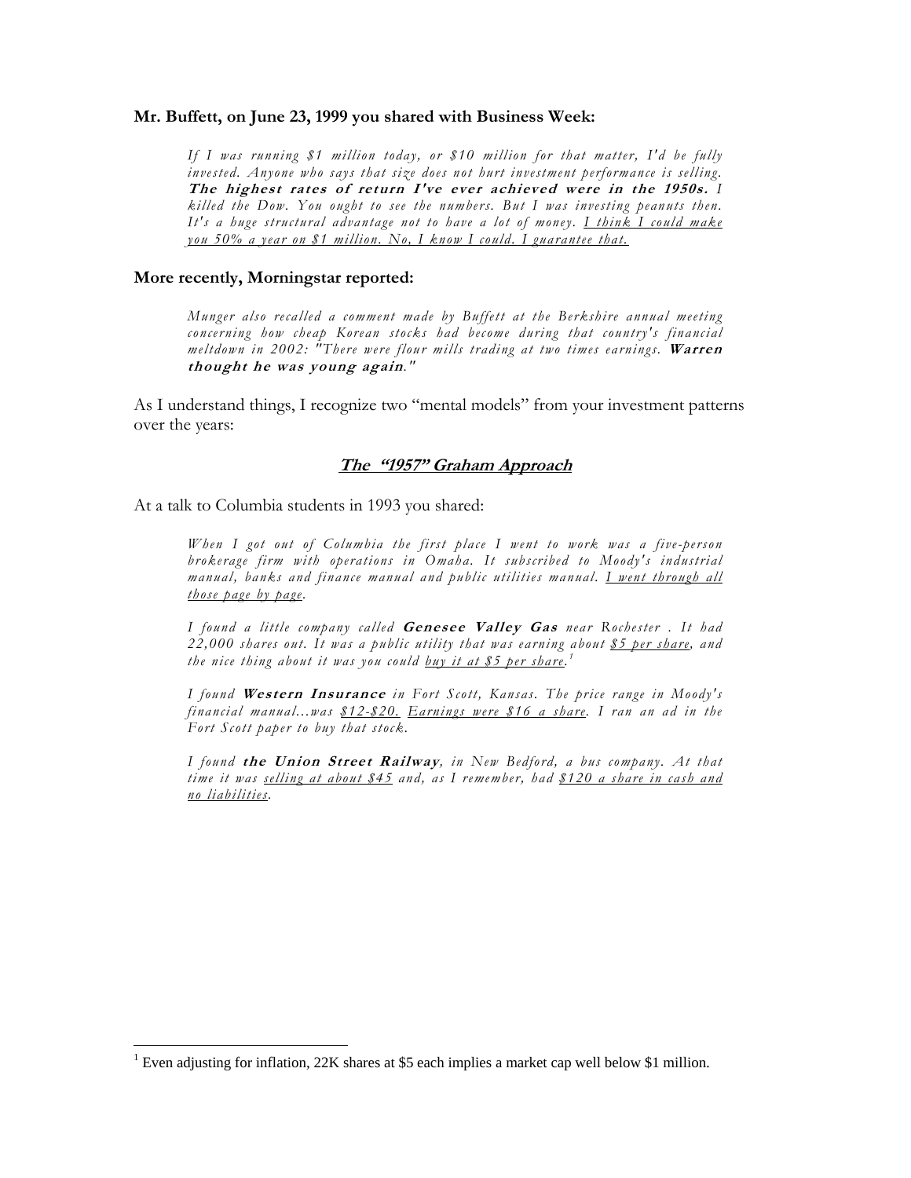**Mr. Buffett, on June 23, 1999 you shared with Business Week:**

> *If I was running $1 million today, or $10 million for that matter, I'd be fully invested. Anyone who says that size does not hurt investment performance is selling.* ***The highest rates of return I've ever achieved were in the 1950s.*** *I killed the Dow. You ought to see the numbers. But I was investing peanuts then. It's a huge structural advantage not to have a lot of money.* <u>*I think I could make you 50% a year on $1 million. No, I know I could. I guarantee that.*</u>

**More recently, Morningstar reported:**

> *Munger also recalled a comment made by Buffett at the Berkshire annual meeting concerning how cheap Korean stocks had become during that country's financial meltdown in 2002: "There were flour mills trading at two times earnings.* ***Warren thought he was young again****."*

As I understand things, I recognize two "mental models" from your investment patterns over the years:

## <u>*The "1957" Graham Approach*</u>

At a talk to Columbia students in 1993 you shared:

> *When I got out of Columbia the first place I went to work was a five-person brokerage firm with operations in Omaha. It subscribed to Moody's industrial manual, banks and finance manual and public utilities manual.* <u>*I went through all those page by page*</u>*.*
>
> *I found a little company called* ***Genesee Valley Gas*** *near Rochester . It had 22,000 shares out. It was a public utility that was earning about* <u>*$5 per share*</u>*, and the nice thing about it was you could* <u>*buy it at $5 per share*</u>*.*[1]
>
> *I found* ***Western Insurance*** *in Fort Scott, Kansas. The price range in Moody's financial manual...was* <u>*$12-$20.*</u> <u>*Earnings were $16 a share*</u>*. I ran an ad in the Fort Scott paper to buy that stock.*
>
> *I found* ***the Union Street Railway****, in New Bedford, a bus company. At that time it was* <u>*selling at about $45*</u> *and, as I remember, had* <u>*$120 a share in cash and no liabilities*</u>*.*

[1] Even adjusting for inflation, 22K shares at $5 each implies a market cap well below $1 million.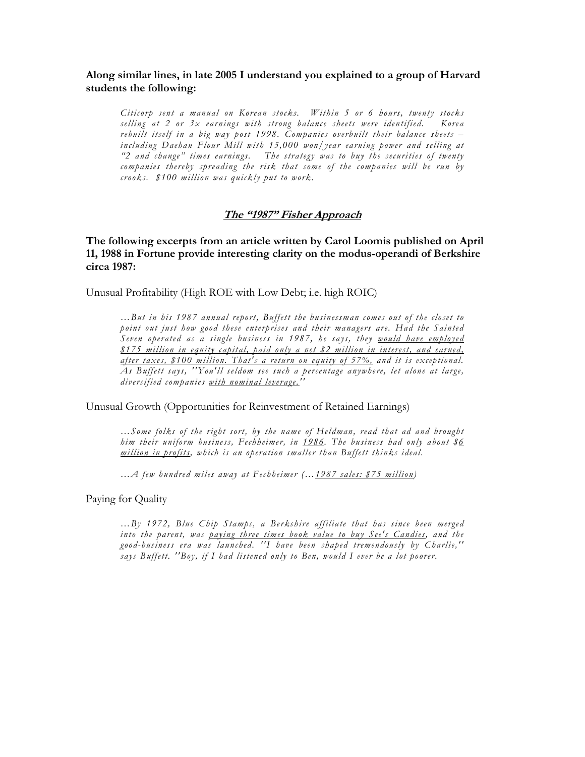**Along similar lines, in late 2005 I understand you explained to a group of Harvard students the following:**

> *Citicorp sent a manual on Korean stocks. Within 5 or 6 hours, twenty stocks selling at 2 or 3x earnings with strong balance sheets were identified. Korea rebuilt itself in a big way post 1998. Companies overbuilt their balance sheets – including Daehan Flour Mill with 15,000 won/year earning power and selling at "2 and change" times earnings. The strategy was to buy the securities of twenty companies thereby spreading the risk that some of the companies will be run by crooks. $100 million was quickly put to work.*

## <u>The "1987" Fisher Approach</u>

**The following excerpts from an article written by Carol Loomis published on April 11, 1988 in Fortune provide interesting clarity on the modus-operandi of Berkshire circa 1987:**

Unusual Profitability (High ROE with Low Debt; i.e. high ROIC)

> *…But in his 1987 annual report, Buffett the businessman comes out of the closet to point out just how good these enterprises and their managers are. Had the Sainted Seven operated as a single business in 1987, he says, they <u>would have employed $175 million in equity capital, paid only a net $2 million in interest, and earned, after taxes, $100 million. That's a return on equity of 57%,</u> and it is exceptional. As Buffett says, "You'll seldom see such a percentage anywhere, let alone at large, diversified companies <u>with nominal leverage.</u>"*

Unusual Growth (Opportunities for Reinvestment of Retained Earnings)

> *…Some folks of the right sort, by the name of Heldman, read that ad and brought him their uniform business, Fechheimer, in <u>1986</u>. The business had only about <u>$6 million in profits</u>, which is an operation smaller than Buffett thinks ideal.*
>
> *…A few hundred miles away at Fechheimer (…<u>1987 sales: $75 million</u>)*

Paying for Quality

> *…By 1972, Blue Chip Stamps, a Berkshire affiliate that has since been merged into the parent, was <u>paying three times book value to buy See's Candies</u>, and the good-business era was launched. "I have been shaped tremendously by Charlie," says Buffett. "Boy, if I had listened only to Ben, would I ever be a lot poorer.*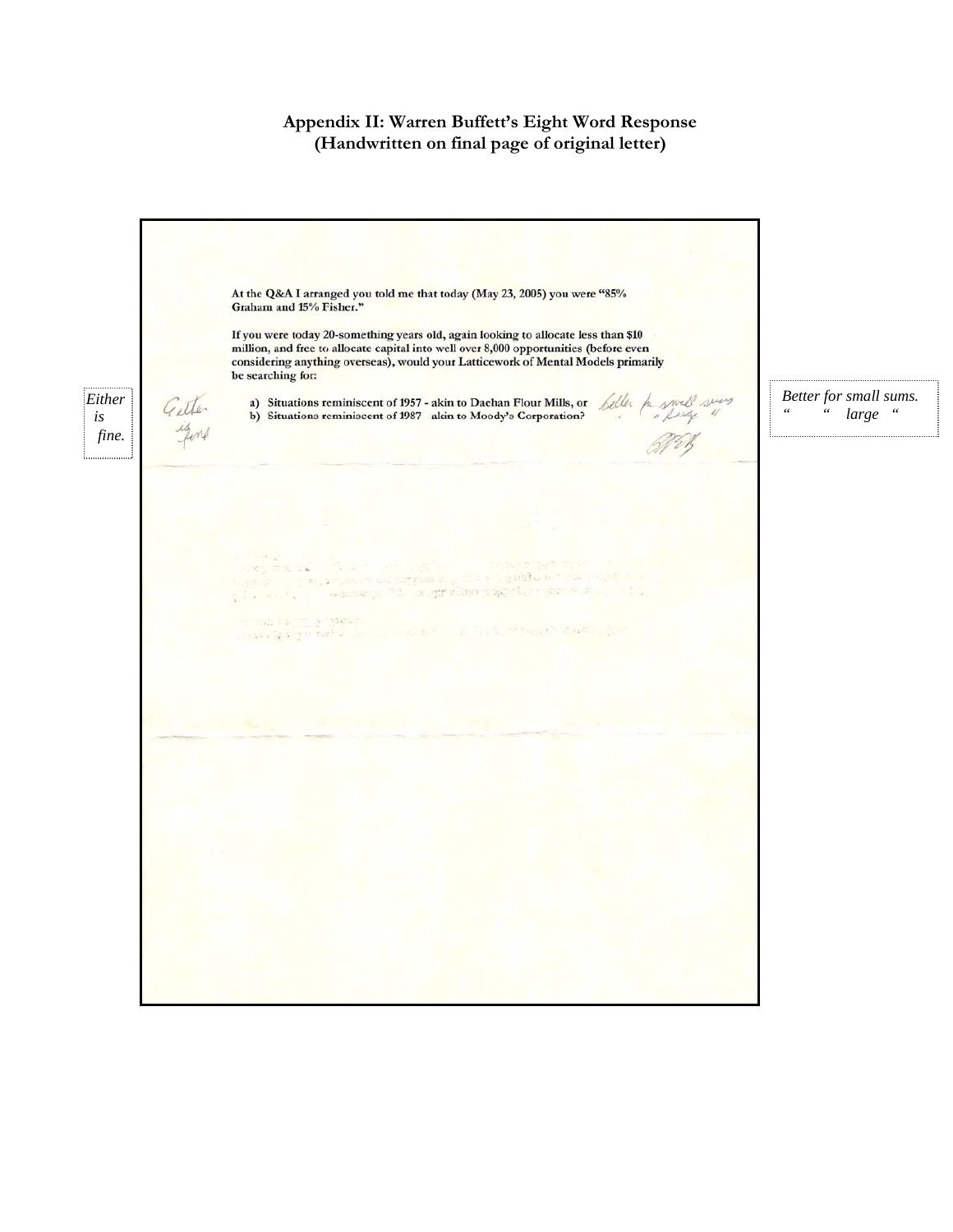**Appendix II: Warren Buffett's Eight Word Response**
**(Handwritten on final page of original letter)**

At the Q&A I arranged you told me that today (May 23, 2005) you were "85% Graham and 15% Fisher."

If you were today 20-something years old, again looking to allocate less than $10 million, and free to allocate capital into well over 8,000 opportunities (before even considering anything overseas), would your Latticework of Mental Models primarily be searching for:

a) Situations reminiscent of 1957 - akin to Daehan Flour Mills, or
b) Situations reminiscent of 1987 akin to Moody's Corporation?

*Either is fine.*

*Better for small sums.*
*" " large "*